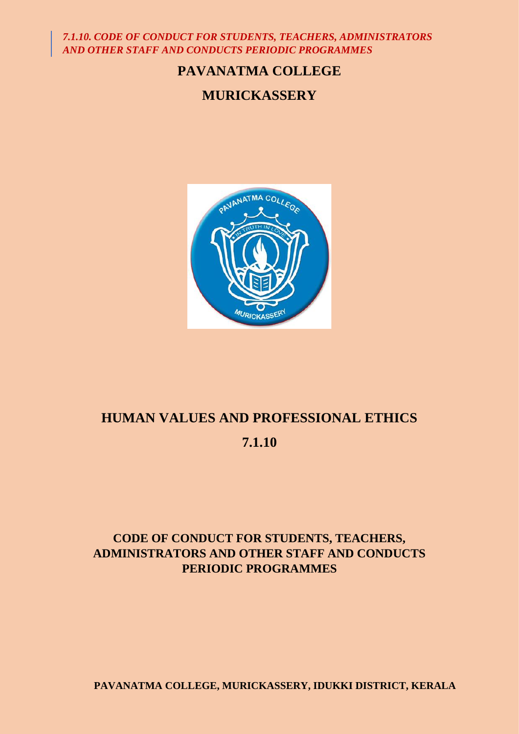*7.1.10. CODE OF CONDUCT FOR STUDENTS, TEACHERS, ADMINISTRATORS AND OTHER STAFF AND CONDUCTS PERIODIC PROGRAMMES*

# PAVANATMA COLLEGE

# MURICKASSERY

# HUMAN VALUES AND PROFESSIONAL ETHICS

## 7.1.10

## CODE OF CONDUCT FOR STUDENTS, TEACHERS, ADMINISTRATORS AND OTHER STAFF AND CONDUCTS PERIODIC PROGRAMMES

**PAVANATMA COLLEGE, MURICKASSERY, IDUKKI DISTRICT, KERALA**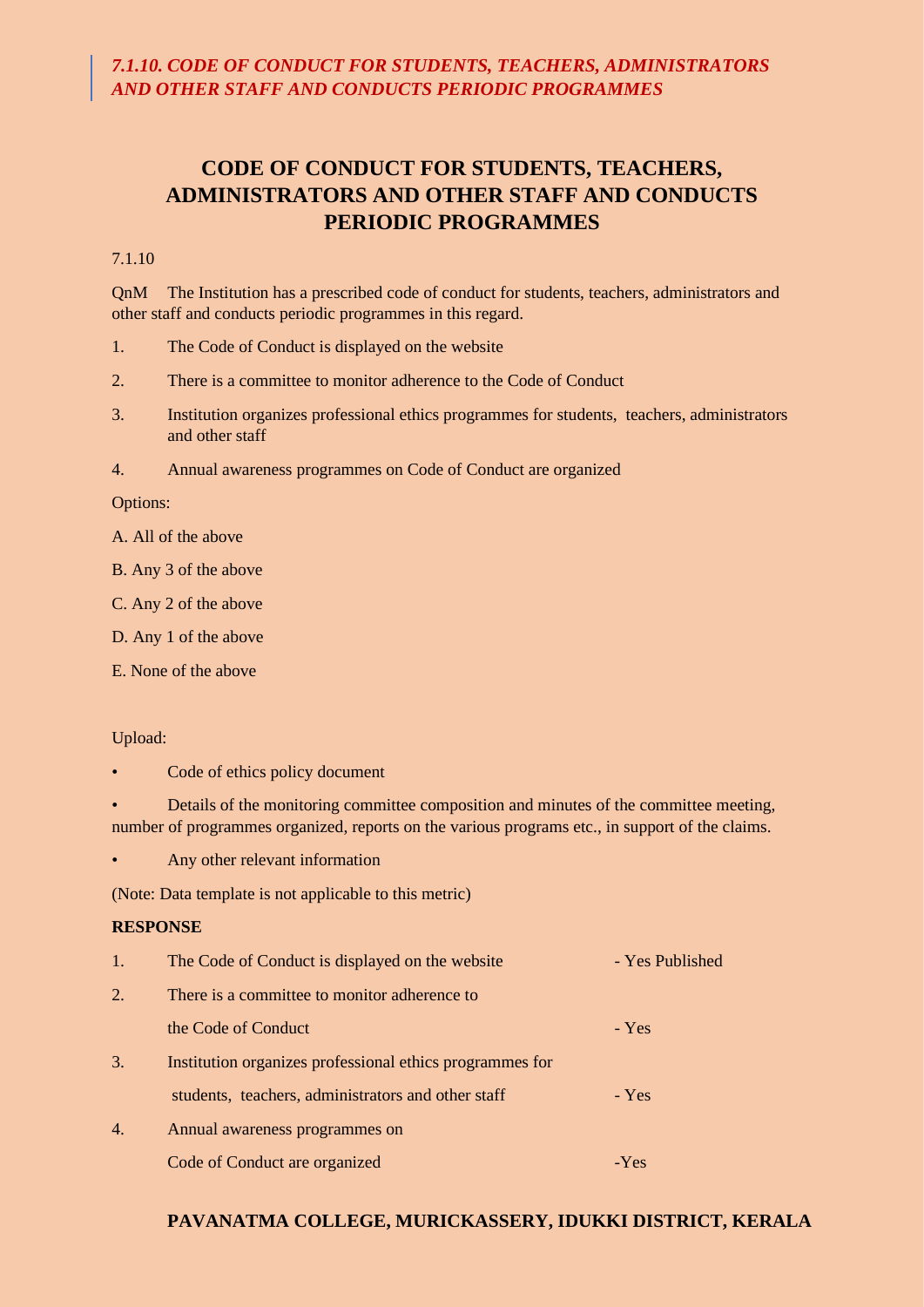*7.1.10. CODE OF CONDUCT FOR STUDENTS, TEACHERS, ADMINISTRATORS AND OTHER STAFF AND CONDUCTS PERIODIC PROGRAMMES*

# CODE OF CONDUCT FOR STUDENTS, TEACHERS, ADMINISTRATORS AND OTHER STAFF AND CONDUCTS PERIODIC PROGRAMMES

7.1.10

QnM The Institution has a prescribed code of conduct for students, teachers, administrators and other staff and conducts periodic programmes in this regard.

1. The Code of Conduct is displayed on the website
2. There is a committee to monitor adherence to the Code of Conduct
3. Institution organizes professional ethics programmes for students, teachers, administrators and other staff
4. Annual awareness programmes on Code of Conduct are organized

Options:

A. All of the above

B. Any 3 of the above

C. Any 2 of the above

D. Any 1 of the above

E. None of the above

Upload:

- Code of ethics policy document
- Details of the monitoring committee composition and minutes of the committee meeting, number of programmes organized, reports on the various programs etc., in support of the claims.
- Any other relevant information

(Note: Data template is not applicable to this metric)

**RESPONSE**

1. The Code of Conduct is displayed on the website - Yes Published
2. There is a committee to monitor adherence to the Code of Conduct - Yes
3. Institution organizes professional ethics programmes for students, teachers, administrators and other staff - Yes
4. Annual awareness programmes on Code of Conduct are organized -Yes

**PAVANATMA COLLEGE, MURICKASSERY, IDUKKI DISTRICT, KERALA**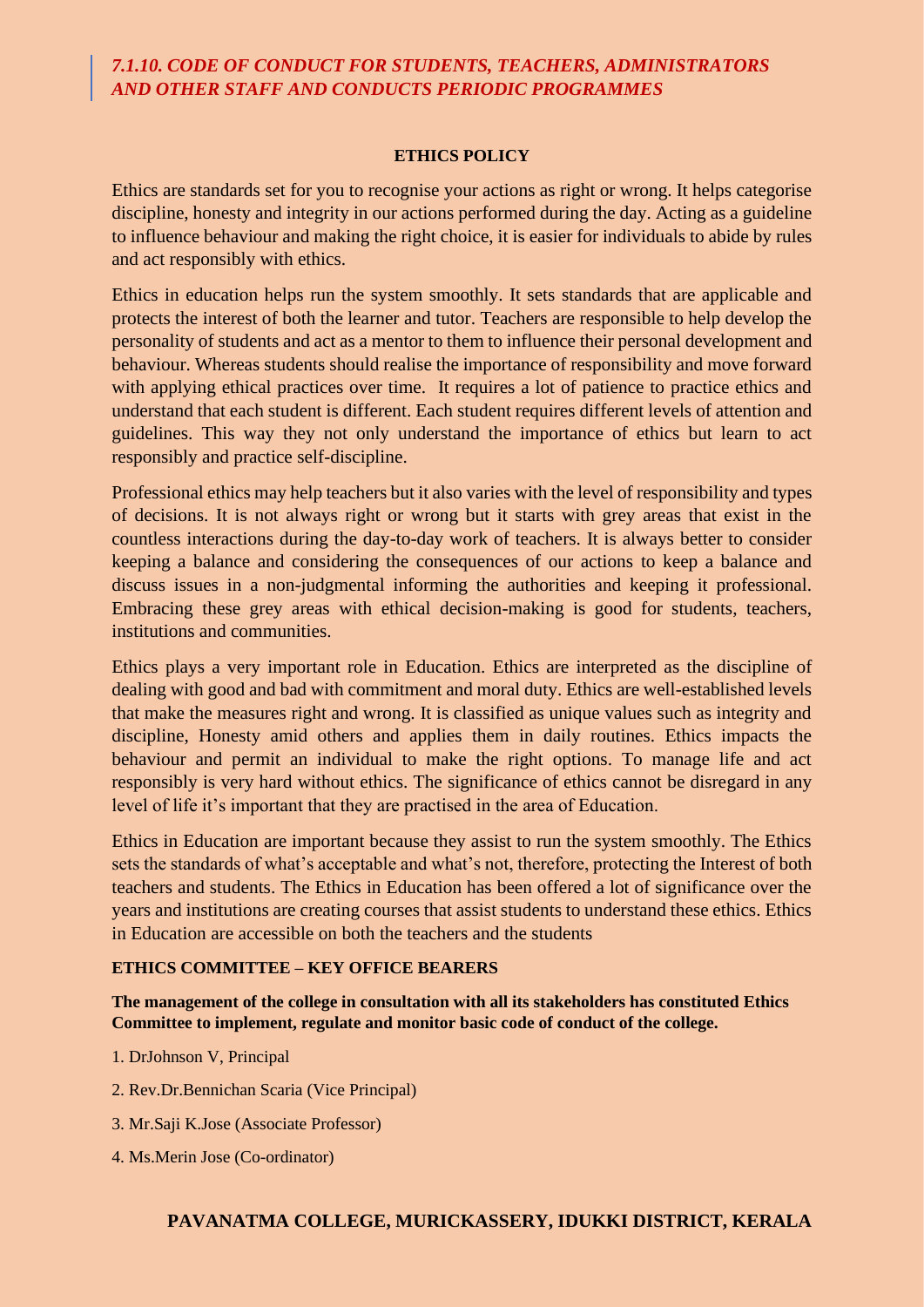## *7.1.10. CODE OF CONDUCT FOR STUDENTS, TEACHERS, ADMINISTRATORS AND OTHER STAFF AND CONDUCTS PERIODIC PROGRAMMES*

**ETHICS POLICY**

Ethics are standards set for you to recognise your actions as right or wrong. It helps categorise discipline, honesty and integrity in our actions performed during the day. Acting as a guideline to influence behaviour and making the right choice, it is easier for individuals to abide by rules and act responsibly with ethics.

Ethics in education helps run the system smoothly. It sets standards that are applicable and protects the interest of both the learner and tutor. Teachers are responsible to help develop the personality of students and act as a mentor to them to influence their personal development and behaviour. Whereas students should realise the importance of responsibility and move forward with applying ethical practices over time. It requires a lot of patience to practice ethics and understand that each student is different. Each student requires different levels of attention and guidelines. This way they not only understand the importance of ethics but learn to act responsibly and practice self-discipline.

Professional ethics may help teachers but it also varies with the level of responsibility and types of decisions. It is not always right or wrong but it starts with grey areas that exist in the countless interactions during the day-to-day work of teachers. It is always better to consider keeping a balance and considering the consequences of our actions to keep a balance and discuss issues in a non-judgmental informing the authorities and keeping it professional. Embracing these grey areas with ethical decision-making is good for students, teachers, institutions and communities.

Ethics plays a very important role in Education. Ethics are interpreted as the discipline of dealing with good and bad with commitment and moral duty. Ethics are well-established levels that make the measures right and wrong. It is classified as unique values such as integrity and discipline, Honesty amid others and applies them in daily routines. Ethics impacts the behaviour and permit an individual to make the right options. To manage life and act responsibly is very hard without ethics. The significance of ethics cannot be disregard in any level of life it's important that they are practised in the area of Education.

Ethics in Education are important because they assist to run the system smoothly. The Ethics sets the standards of what's acceptable and what's not, therefore, protecting the Interest of both teachers and students. The Ethics in Education has been offered a lot of significance over the years and institutions are creating courses that assist students to understand these ethics. Ethics in Education are accessible on both the teachers and the students

**ETHICS COMMITTEE – KEY OFFICE BEARERS**

**The management of the college in consultation with all its stakeholders has constituted Ethics Committee to implement, regulate and monitor basic code of conduct of the college.**

1. DrJohnson V, Principal
2. Rev.Dr.Bennichan Scaria (Vice Principal)
3. Mr.Saji K.Jose (Associate Professor)
4. Ms.Merin Jose (Co-ordinator)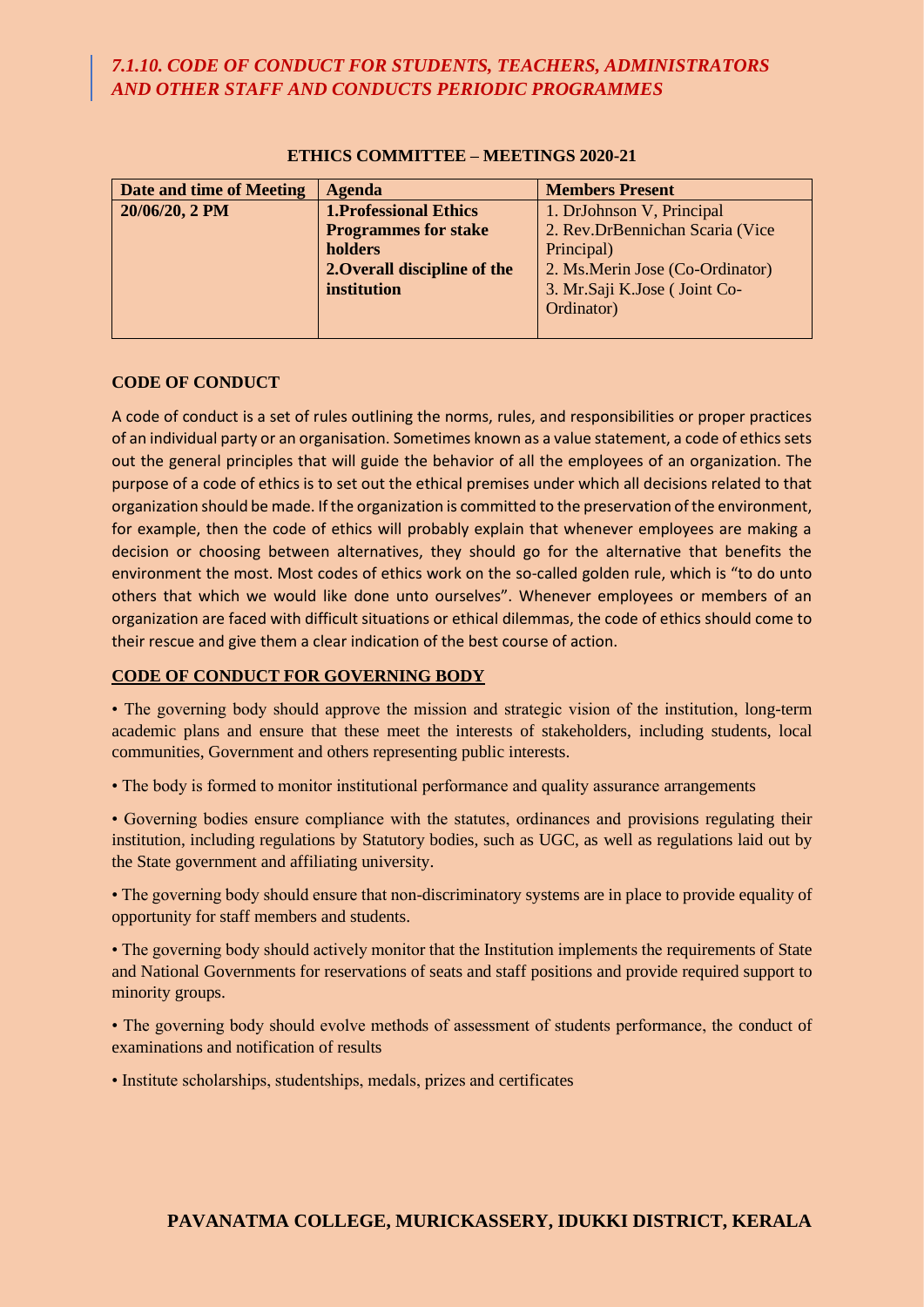## *7.1.10. CODE OF CONDUCT FOR STUDENTS, TEACHERS, ADMINISTRATORS AND OTHER STAFF AND CONDUCTS PERIODIC PROGRAMMES*

**ETHICS COMMITTEE – MEETINGS 2020-21**

| Date and time of Meeting | Agenda | Members Present |
|---|---|---|
| **20/06/20, 2 PM** | **1.Professional Ethics Programmes for stake holders**<br>**2.Overall discipline of the institution** | 1. DrJohnson V, Principal<br>2. Rev.DrBennichan Scaria (Vice Principal)<br>2. Ms.Merin Jose (Co-Ordinator)<br>3. Mr.Saji K.Jose ( Joint Co-Ordinator) |

**CODE OF CONDUCT**

A code of conduct is a set of rules outlining the norms, rules, and responsibilities or proper practices of an individual party or an organisation. Sometimes known as a value statement, a code of ethics sets out the general principles that will guide the behavior of all the employees of an organization. The purpose of a code of ethics is to set out the ethical premises under which all decisions related to that organization should be made. If the organization is committed to the preservation of the environment, for example, then the code of ethics will probably explain that whenever employees are making a decision or choosing between alternatives, they should go for the alternative that benefits the environment the most. Most codes of ethics work on the so-called golden rule, which is "to do unto others that which we would like done unto ourselves". Whenever employees or members of an organization are faced with difficult situations or ethical dilemmas, the code of ethics should come to their rescue and give them a clear indication of the best course of action.

**CODE OF CONDUCT FOR GOVERNING BODY**

• The governing body should approve the mission and strategic vision of the institution, long-term academic plans and ensure that these meet the interests of stakeholders, including students, local communities, Government and others representing public interests.

• The body is formed to monitor institutional performance and quality assurance arrangements

• Governing bodies ensure compliance with the statutes, ordinances and provisions regulating their institution, including regulations by Statutory bodies, such as UGC, as well as regulations laid out by the State government and affiliating university.

• The governing body should ensure that non-discriminatory systems are in place to provide equality of opportunity for staff members and students.

• The governing body should actively monitor that the Institution implements the requirements of State and National Governments for reservations of seats and staff positions and provide required support to minority groups.

• The governing body should evolve methods of assessment of students performance, the conduct of examinations and notification of results

• Institute scholarships, studentships, medals, prizes and certificates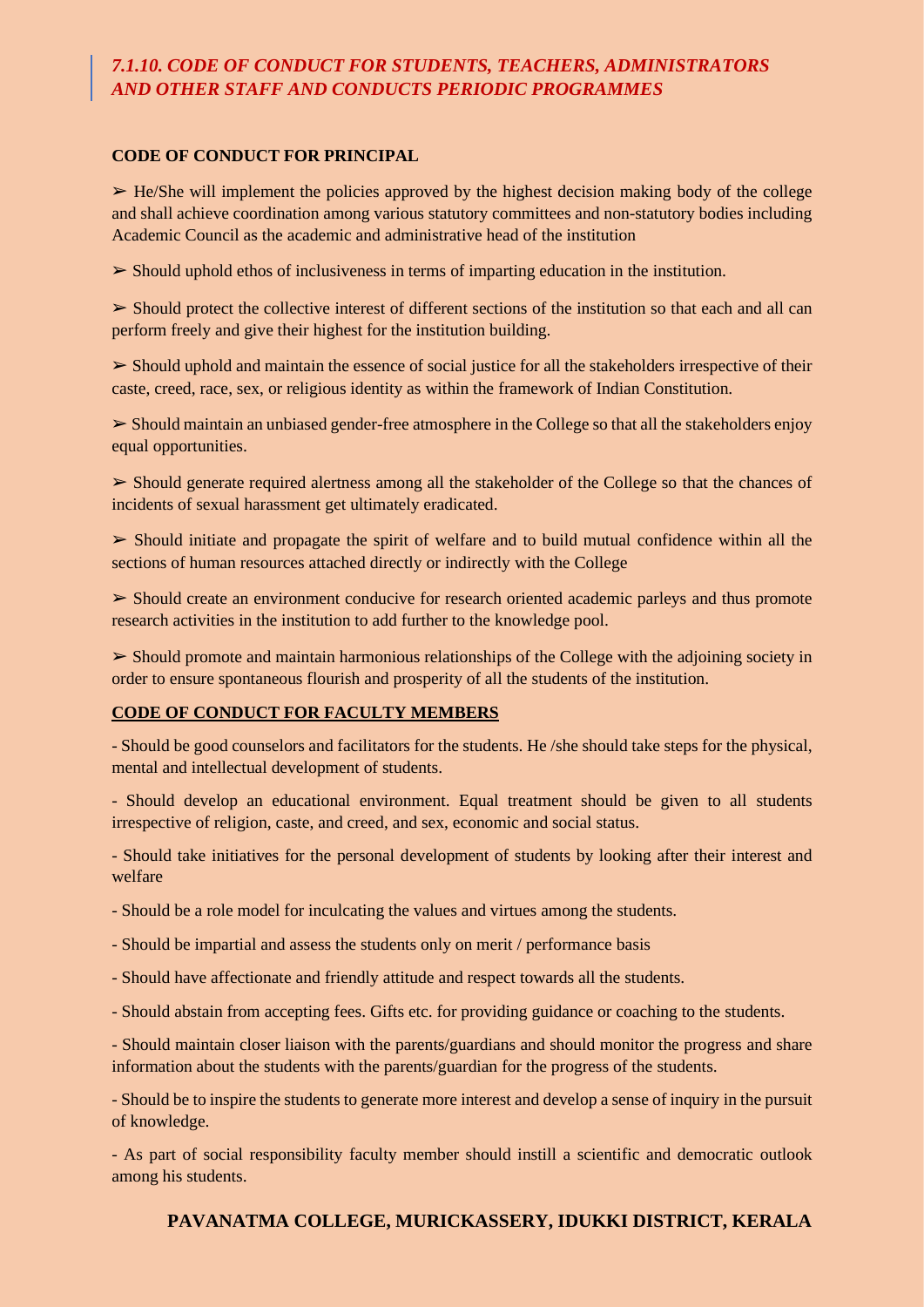## *7.1.10. CODE OF CONDUCT FOR STUDENTS, TEACHERS, ADMINISTRATORS AND OTHER STAFF AND CONDUCTS PERIODIC PROGRAMMES*

**CODE OF CONDUCT FOR PRINCIPAL**

➢ He/She will implement the policies approved by the highest decision making body of the college and shall achieve coordination among various statutory committees and non-statutory bodies including Academic Council as the academic and administrative head of the institution

➢ Should uphold ethos of inclusiveness in terms of imparting education in the institution.

➢ Should protect the collective interest of different sections of the institution so that each and all can perform freely and give their highest for the institution building.

➢ Should uphold and maintain the essence of social justice for all the stakeholders irrespective of their caste, creed, race, sex, or religious identity as within the framework of Indian Constitution.

➢ Should maintain an unbiased gender-free atmosphere in the College so that all the stakeholders enjoy equal opportunities.

➢ Should generate required alertness among all the stakeholder of the College so that the chances of incidents of sexual harassment get ultimately eradicated.

➢ Should initiate and propagate the spirit of welfare and to build mutual confidence within all the sections of human resources attached directly or indirectly with the College

➢ Should create an environment conducive for research oriented academic parleys and thus promote research activities in the institution to add further to the knowledge pool.

➢ Should promote and maintain harmonious relationships of the College with the adjoining society in order to ensure spontaneous flourish and prosperity of all the students of the institution.

**CODE OF CONDUCT FOR FACULTY MEMBERS**

- Should be good counselors and facilitators for the students. He /she should take steps for the physical, mental and intellectual development of students.

- Should develop an educational environment. Equal treatment should be given to all students irrespective of religion, caste, and creed, and sex, economic and social status.

- Should take initiatives for the personal development of students by looking after their interest and welfare

- Should be a role model for inculcating the values and virtues among the students.

- Should be impartial and assess the students only on merit / performance basis

- Should have affectionate and friendly attitude and respect towards all the students.

- Should abstain from accepting fees. Gifts etc. for providing guidance or coaching to the students.

- Should maintain closer liaison with the parents/guardians and should monitor the progress and share information about the students with the parents/guardian for the progress of the students.

- Should be to inspire the students to generate more interest and develop a sense of inquiry in the pursuit of knowledge.

- As part of social responsibility faculty member should instill a scientific and democratic outlook among his students.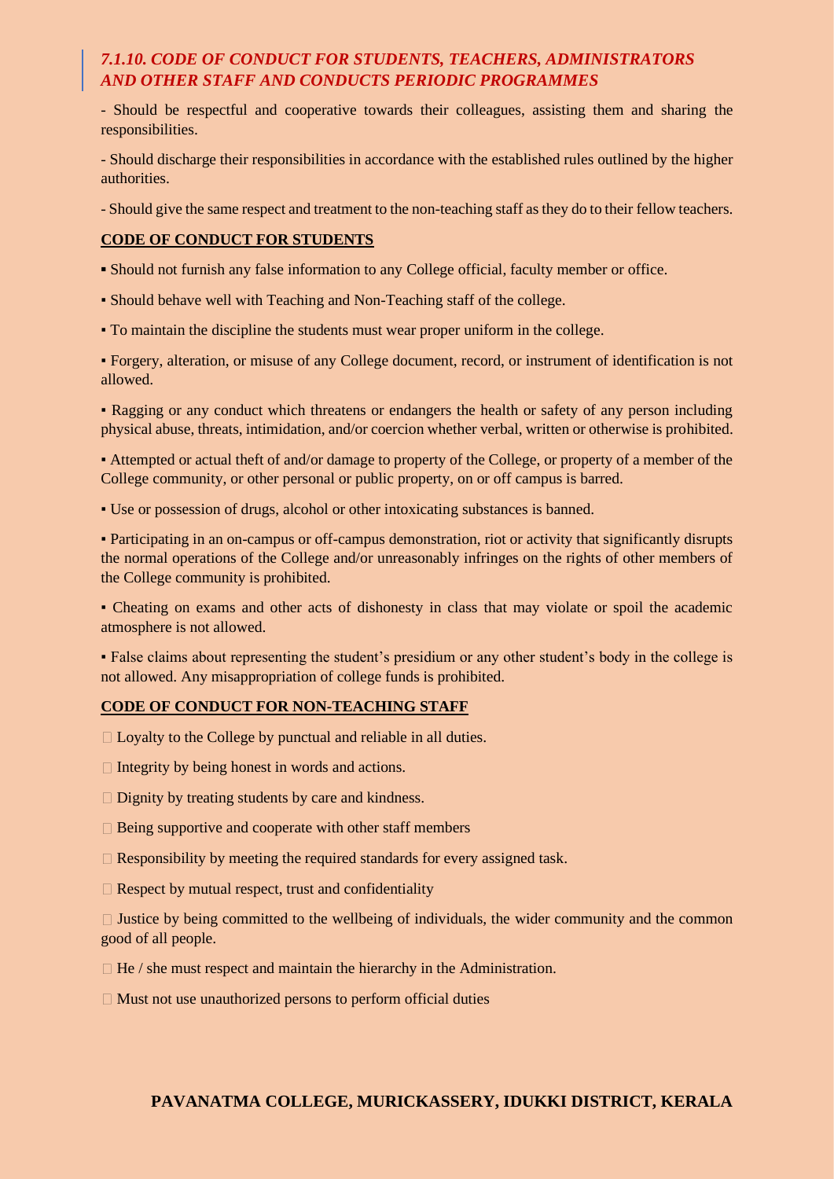## *7.1.10. CODE OF CONDUCT FOR STUDENTS, TEACHERS, ADMINISTRATORS AND OTHER STAFF AND CONDUCTS PERIODIC PROGRAMMES*

- Should be respectful and cooperative towards their colleagues, assisting them and sharing the responsibilities.

- Should discharge their responsibilities in accordance with the established rules outlined by the higher authorities.

- Should give the same respect and treatment to the non-teaching staff as they do to their fellow teachers.

**CODE OF CONDUCT FOR STUDENTS**

- Should not furnish any false information to any College official, faculty member or office.
- Should behave well with Teaching and Non-Teaching staff of the college.
- To maintain the discipline the students must wear proper uniform in the college.
- Forgery, alteration, or misuse of any College document, record, or instrument of identification is not allowed.
- Ragging or any conduct which threatens or endangers the health or safety of any person including physical abuse, threats, intimidation, and/or coercion whether verbal, written or otherwise is prohibited.
- Attempted or actual theft of and/or damage to property of the College, or property of a member of the College community, or other personal or public property, on or off campus is barred.
- Use or possession of drugs, alcohol or other intoxicating substances is banned.
- Participating in an on-campus or off-campus demonstration, riot or activity that significantly disrupts the normal operations of the College and/or unreasonably infringes on the rights of other members of the College community is prohibited.
- Cheating on exams and other acts of dishonesty in class that may violate or spoil the academic atmosphere is not allowed.
- False claims about representing the student's presidium or any other student's body in the college is not allowed. Any misappropriation of college funds is prohibited.

**CODE OF CONDUCT FOR NON-TEACHING STAFF**

- Loyalty to the College by punctual and reliable in all duties.
- Integrity by being honest in words and actions.
- Dignity by treating students by care and kindness.
- Being supportive and cooperate with other staff members
- Responsibility by meeting the required standards for every assigned task.
- Respect by mutual respect, trust and confidentiality
- Justice by being committed to the wellbeing of individuals, the wider community and the common good of all people.
- He / she must respect and maintain the hierarchy in the Administration.
- Must not use unauthorized persons to perform official duties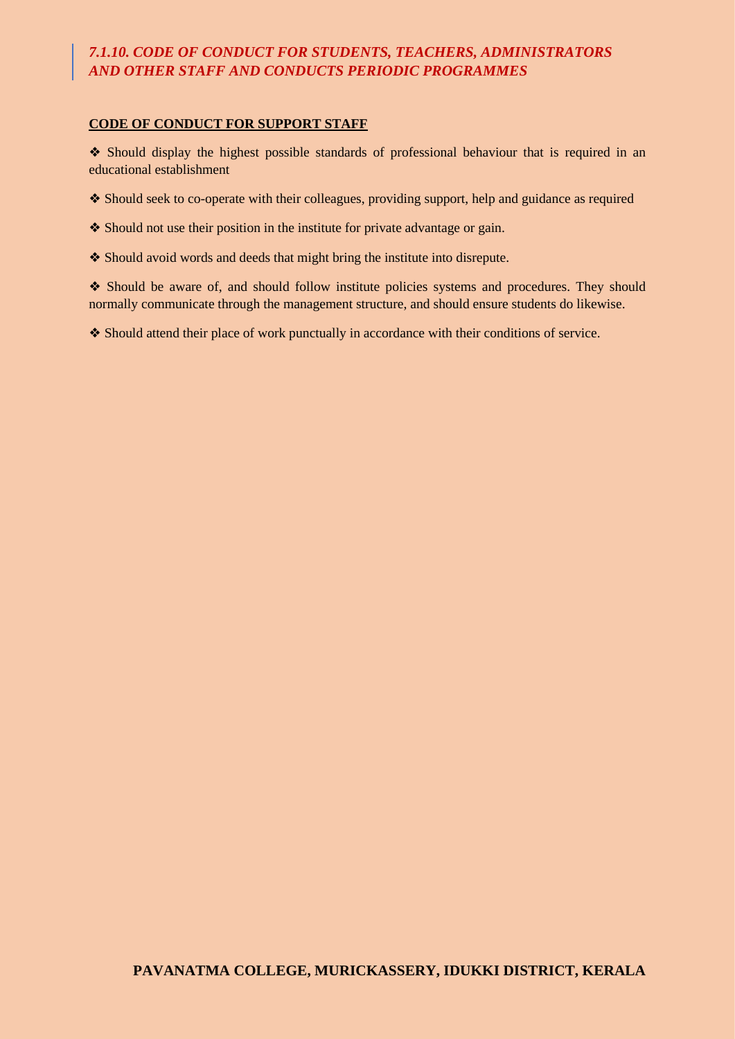## *7.1.10. CODE OF CONDUCT FOR STUDENTS, TEACHERS, ADMINISTRATORS AND OTHER STAFF AND CONDUCTS PERIODIC PROGRAMMES*

**CODE OF CONDUCT FOR SUPPORT STAFF**

❖ Should display the highest possible standards of professional behaviour that is required in an educational establishment

❖ Should seek to co-operate with their colleagues, providing support, help and guidance as required

❖ Should not use their position in the institute for private advantage or gain.

❖ Should avoid words and deeds that might bring the institute into disrepute.

❖ Should be aware of, and should follow institute policies systems and procedures. They should normally communicate through the management structure, and should ensure students do likewise.

❖ Should attend their place of work punctually in accordance with their conditions of service.